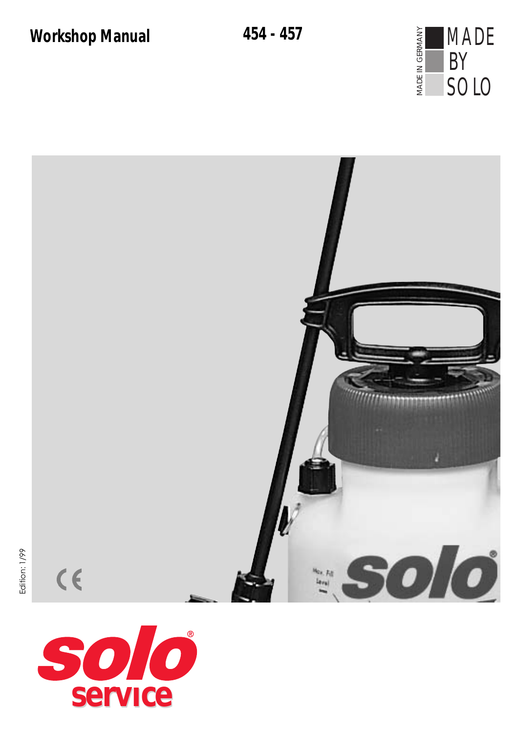# Workshop Manual

**454 - 457**

MADE IN GERMANY

MADE BY SOLO

Edition: 1/99

solo® service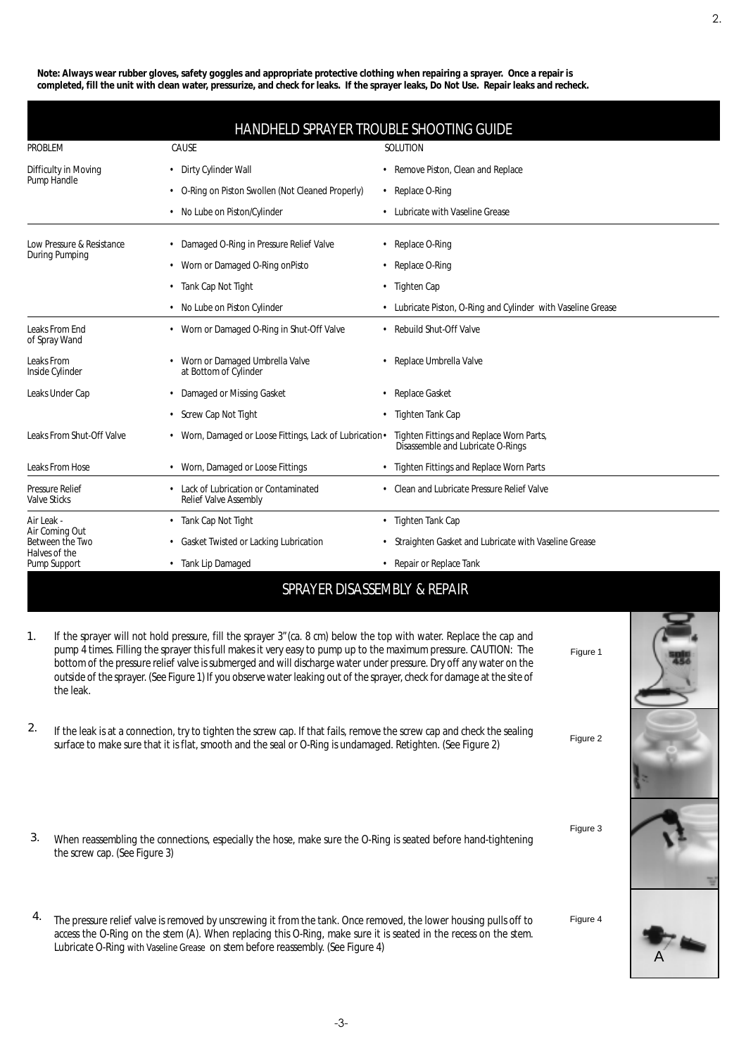**Note: Always wear rubber gloves, safety goggles and appropriate protective clothing when repairing a sprayer. Once a repair is completed, fill the unit with clean water, pressurize, and check for leaks. If the sprayer leaks, Do Not Use. Repair leaks and recheck.**

## HANDHELD SPRAYER TROUBLE SHOOTING GUIDE

| PROBLEM | CAUSE | SOLUTION |
|---|---|---|
| Difficulty in Moving Pump Handle | • Dirty Cylinder Wall | • Remove Piston, Clean and Replace |
| | • O-Ring on Piston Swollen (Not Cleaned Properly) | • Replace O-Ring |
| | • No Lube on Piston/Cylinder | • Lubricate with Vaseline Grease |
| Low Pressure & Resistance During Pumping | • Damaged O-Ring in Pressure Relief Valve | • Replace O-Ring |
| | • Worn or Damaged O-Ring onPisto | • Replace O-Ring |
| | • Tank Cap Not Tight | • Tighten Cap |
| | • No Lube on Piston Cylinder | • Lubricate Piston, O-Ring and Cylinder with Vaseline Grease |
| Leaks From End of Spray Wand | • Worn or Damaged O-Ring in Shut-Off Valve | • Rebuild Shut-Off Valve |
| Leaks From Inside Cylinder | • Worn or Damaged Umbrella Valve at Bottom of Cylinder | • Replace Umbrella Valve |
| Leaks Under Cap | • Damaged or Missing Gasket | • Replace Gasket |
| | • Screw Cap Not Tight | • Tighten Tank Cap |
| Leaks From Shut-Off Valve | • Worn, Damaged or Loose Fittings, Lack of Lubrication | • Tighten Fittings and Replace Worn Parts, Disassemble and Lubricate O-Rings |
| Leaks From Hose | • Worn, Damaged or Loose Fittings | • Tighten Fittings and Replace Worn Parts |
| Pressure Relief Valve Sticks | • Lack of Lubrication or Contaminated Relief Valve Assembly | • Clean and Lubricate Pressure Relief Valve |
| Air Leak - Air Coming Out Between the Two Halves of the Pump Support | • Tank Cap Not Tight | • Tighten Tank Cap |
| | • Gasket Twisted or Lacking Lubrication | • Straighten Gasket and Lubricate with Vaseline Grease |
| | • Tank Lip Damaged | • Repair or Replace Tank |

## SPRAYER DISASSEMBLY & REPAIR

1. If the sprayer will not hold pressure, fill the sprayer 3" (ca. 8 cm) below the top with water. Replace the cap and pump 4 times. Filling the sprayer this full makes it very easy to pump up to the maximum pressure. CAUTION: The bottom of the pressure relief valve is submerged and will discharge water under pressure. Dry off any water on the outside of the sprayer. (See Figure 1) If you observe water leaking out of the sprayer, check for damage at the site of the leak.

Figure 1

2. If the leak is at a connection, try to tighten the screw cap. If that fails, remove the screw cap and check the sealing surface to make sure that it is flat, smooth and the seal or O-Ring is undamaged. Retighten. (See Figure 2)

Figure 2

3. When reassembling the connections, especially the hose, make sure the O-Ring is seated before hand-tightening the screw cap. (See Figure 3)

Figure 3

4. The pressure relief valve is removed by unscrewing it from the tank. Once removed, the lower housing pulls off to access the O-Ring on the stem (A). When replacing this O-Ring, make sure it is seated in the recess on the stem. Lubricate O-Ring with Vaseline Grease on stem before reassembly. (See Figure 4)

Figure 4

A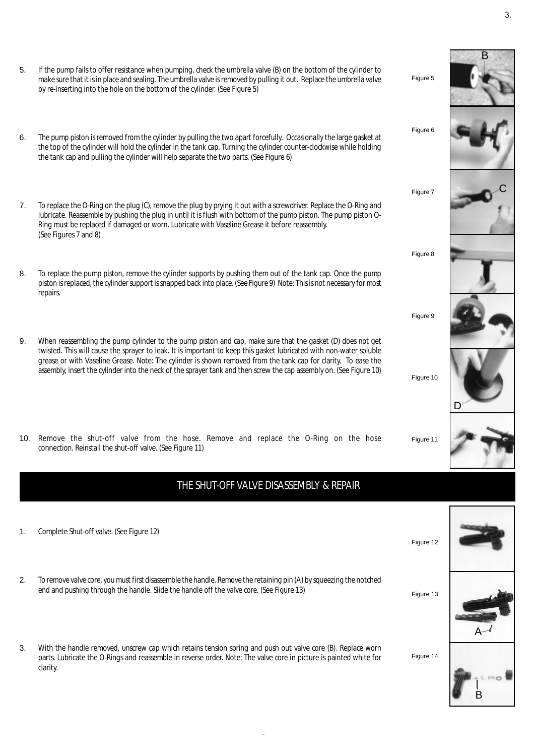5. If the pump fails to offer resistance when pumping, check the umbrella valve (B) on the bottom of the cylinder to make sure that it is in place and sealing. The umbrella valve is removed by pulling it out. Replace the umbrella valve by re-inserting into the hole on the bottom of the cylinder. (See Figure 5)

Figure 5

6. The pump piston is removed from the cylinder by pulling the two apart forcefully. Occasionally the large gasket at the top of the cylinder will hold the cylinder in the tank cap. Turning the cylinder counter-clockwise while holding the tank cap and pulling the cylinder will help separate the two parts. (See Figure 6)

Figure 6

7. To replace the O-Ring on the plug (C), remove the plug by prying it out with a screwdriver. Replace the O-Ring and lubricate. Reassemble by pushing the plug in until it is flush with bottom of the pump piston. The pump piston O-Ring must be replaced if damaged or worn. Lubricate with Vaseline Grease it before reassembly. (See Figures 7 and 8)

Figure 7

Figure 8

8. To replace the pump piston, remove the cylinder supports by pushing them out of the tank cap. Once the pump piston is replaced, the cylinder support is snapped back into place. (See Figure 9) Note: This is not necessary for most repairs.

Figure 9

9. When reassembling the pump cylinder to the pump piston and cap, make sure that the gasket (D) does not get twisted. This will cause the sprayer to leak. It is important to keep this gasket lubricated with non-water soluble grease or with Vaseline Grease. Note: The cylinder is shown removed from the tank cap for clarity. To ease the assembly, insert the cylinder into the neck of the sprayer tank and then screw the cap assembly on. (See Figure 10)

Figure 10

10. Remove the shut-off valve from the hose. Remove and replace the O-Ring on the hose connection. Reinstall the shut-off valve. (See Figure 11)

Figure 11

## THE SHUT-OFF VALVE DISASSEMBLY & REPAIR

1. Complete Shut-off valve. (See Figure 12)

Figure 12

2. To remove valve core, you must first disassemble the handle. Remove the retaining pin (A) by squeezing the notched end and pushing through the handle. Slide the handle off the valve core. (See Figure 13)

Figure 13

3. With the handle removed, unscrew cap which retains tension spring and push out valve core (B). Replace worn parts. Lubricate the O-Rings and reassemble in reverse order. Note: The valve core in picture is painted white for clarity.

Figure 14